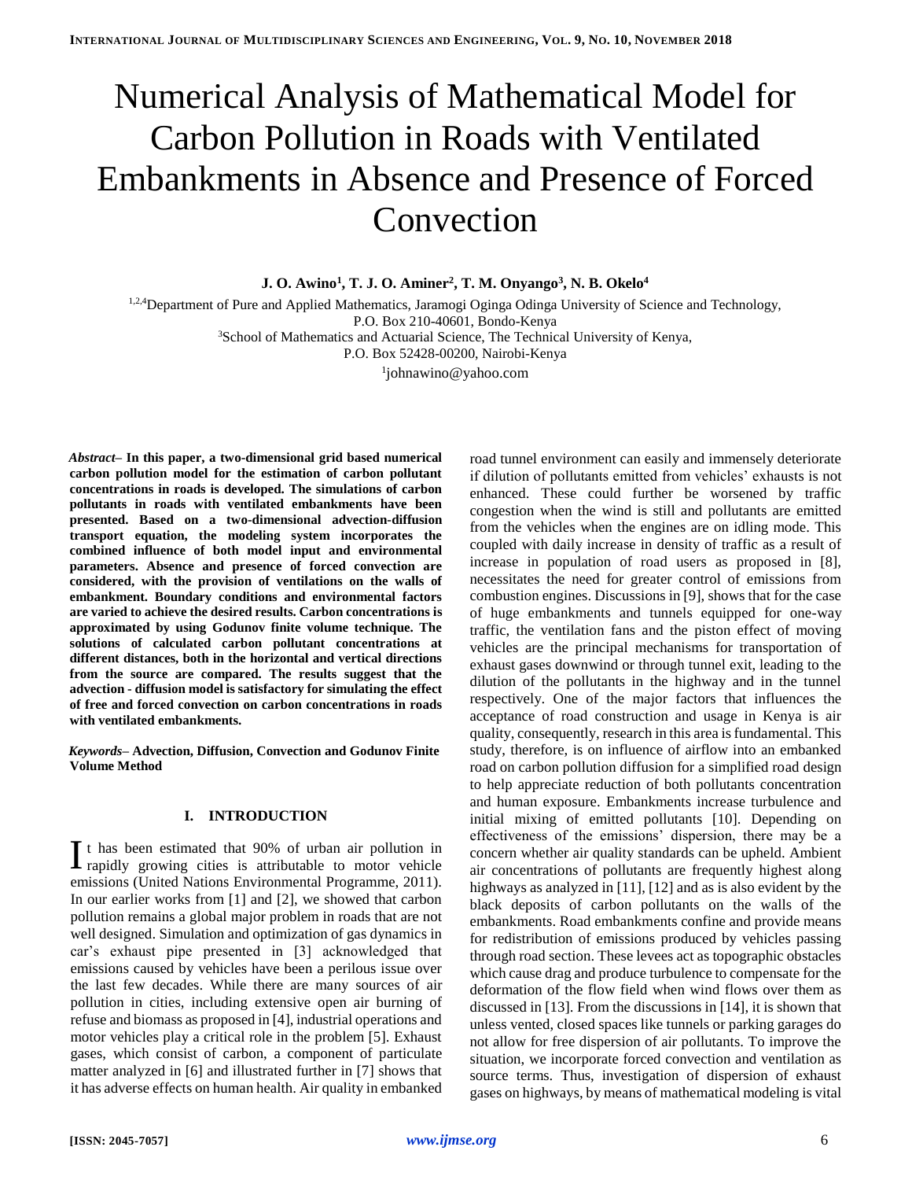# Numerical Analysis of Mathematical Model for Carbon Pollution in Roads with Ventilated Embankments in Absence and Presence of Forced Convection

**J. O. Awino[1], T. J. O. Aminer[2], T. M. Onyango[3], N. B. Okelo[4]**

[1,2,4]Department of Pure and Applied Mathematics, Jaramogi Oginga Odinga University of Science and Technology, P.O. Box 210-40601, Bondo-Kenya

[3]School of Mathematics and Actuarial Science, The Technical University of Kenya, P.O. Box 52428-00200, Nairobi-Kenya

[1]johnawino@yahoo.com

***Abstract*– In this paper, a two-dimensional grid based numerical carbon pollution model for the estimation of carbon pollutant concentrations in roads is developed. The simulations of carbon pollutants in roads with ventilated embankments have been presented. Based on a two-dimensional advection-diffusion transport equation, the modeling system incorporates the combined influence of both model input and environmental parameters. Absence and presence of forced convection are considered, with the provision of ventilations on the walls of embankment. Boundary conditions and environmental factors are varied to achieve the desired results. Carbon concentrations is approximated by using Godunov finite volume technique. The solutions of calculated carbon pollutant concentrations at different distances, both in the horizontal and vertical directions from the source are compared. The results suggest that the advection - diffusion model is satisfactory for simulating the effect of free and forced convection on carbon concentrations in roads with ventilated embankments.**

***Keywords*– Advection, Diffusion, Convection and Godunov Finite Volume Method**

## I. INTRODUCTION

It has been estimated that 90% of urban air pollution in rapidly growing cities is attributable to motor vehicle emissions (United Nations Environmental Programme, 2011). In our earlier works from [1] and [2], we showed that carbon pollution remains a global major problem in roads that are not well designed. Simulation and optimization of gas dynamics in car's exhaust pipe presented in [3] acknowledged that emissions caused by vehicles have been a perilous issue over the last few decades. While there are many sources of air pollution in cities, including extensive open air burning of refuse and biomass as proposed in [4], industrial operations and motor vehicles play a critical role in the problem [5]. Exhaust gases, which consist of carbon, a component of particulate matter analyzed in [6] and illustrated further in [7] shows that it has adverse effects on human health. Air quality in embanked road tunnel environment can easily and immensely deteriorate if dilution of pollutants emitted from vehicles' exhausts is not enhanced. These could further be worsened by traffic congestion when the wind is still and pollutants are emitted from the vehicles when the engines are on idling mode. This coupled with daily increase in density of traffic as a result of increase in population of road users as proposed in [8], necessitates the need for greater control of emissions from combustion engines. Discussions in [9], shows that for the case of huge embankments and tunnels equipped for one-way traffic, the ventilation fans and the piston effect of moving vehicles are the principal mechanisms for transportation of exhaust gases downwind or through tunnel exit, leading to the dilution of the pollutants in the highway and in the tunnel respectively. One of the major factors that influences the acceptance of road construction and usage in Kenya is air quality, consequently, research in this area is fundamental. This study, therefore, is on influence of airflow into an embanked road on carbon pollution diffusion for a simplified road design to help appreciate reduction of both pollutants concentration and human exposure. Embankments increase turbulence and initial mixing of emitted pollutants [10]. Depending on effectiveness of the emissions' dispersion, there may be a concern whether air quality standards can be upheld. Ambient air concentrations of pollutants are frequently highest along highways as analyzed in [11], [12] and as is also evident by the black deposits of carbon pollutants on the walls of the embankments. Road embankments confine and provide means for redistribution of emissions produced by vehicles passing through road section. These levees act as topographic obstacles which cause drag and produce turbulence to compensate for the deformation of the flow field when wind flows over them as discussed in [13]. From the discussions in [14], it is shown that unless vented, closed spaces like tunnels or parking garages do not allow for free dispersion of air pollutants. To improve the situation, we incorporate forced convection and ventilation as source terms. Thus, investigation of dispersion of exhaust gases on highways, by means of mathematical modeling is vital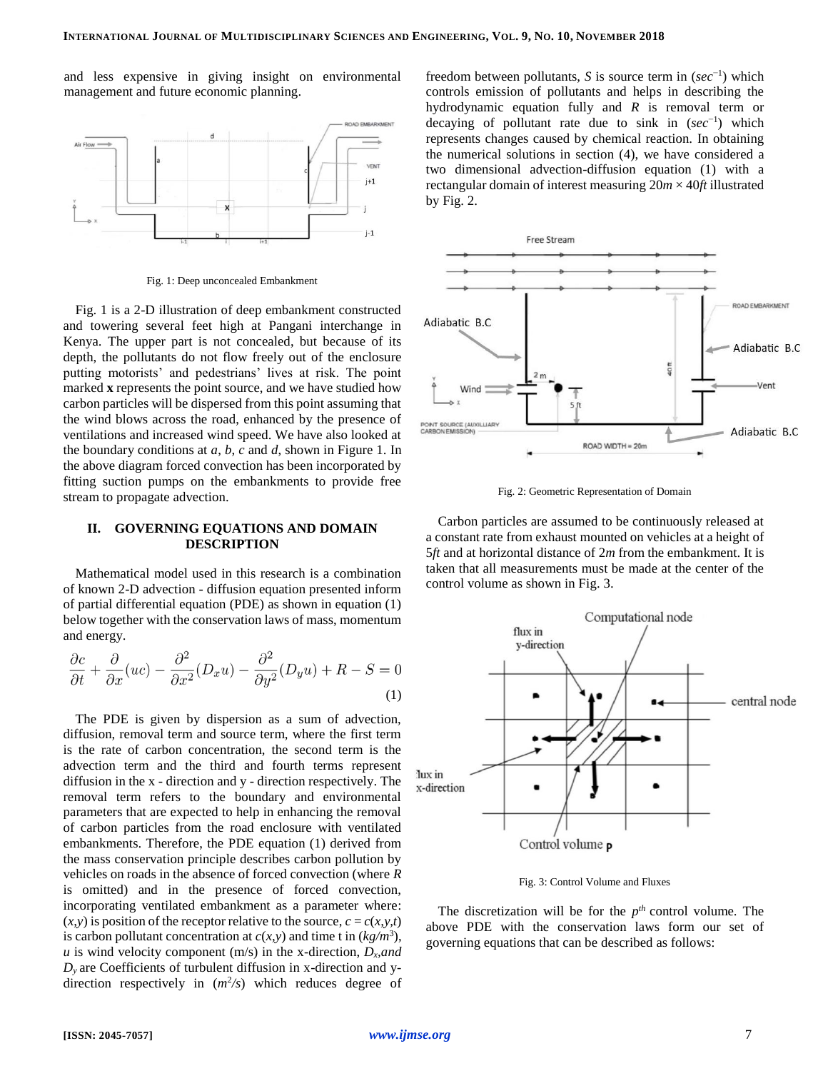and less expensive in giving insight on environmental management and future economic planning.

Fig. 1: Deep unconcealed Embankment

Fig. 1 is a 2-D illustration of deep embankment constructed and towering several feet high at Pangani interchange in Kenya. The upper part is not concealed, but because of its depth, the pollutants do not flow freely out of the enclosure putting motorists' and pedestrians' lives at risk. The point marked **x** represents the point source, and we have studied how carbon particles will be dispersed from this point assuming that the wind blows across the road, enhanced by the presence of ventilations and increased wind speed. We have also looked at the boundary conditions at *a*, *b*, *c* and *d*, shown in Figure 1. In the above diagram forced convection has been incorporated by fitting suction pumps on the embankments to provide free stream to propagate advection.

## II. GOVERNING EQUATIONS AND DOMAIN DESCRIPTION

Mathematical model used in this research is a combination of known 2-D advection - diffusion equation presented inform of partial differential equation (PDE) as shown in equation (1) below together with the conservation laws of mass, momentum and energy.

$$\frac{\partial c}{\partial t} + \frac{\partial}{\partial x}(uc) - \frac{\partial^2}{\partial x^2}(D_x u) - \frac{\partial^2}{\partial y^2}(D_y u) + R - S = 0 \tag{1}$$

The PDE is given by dispersion as a sum of advection, diffusion, removal term and source term, where the first term is the rate of carbon concentration, the second term is the advection term and the third and fourth terms represent diffusion in the x - direction and y - direction respectively. The removal term refers to the boundary and environmental parameters that are expected to help in enhancing the removal of carbon particles from the road enclosure with ventilated embankments. Therefore, the PDE equation (1) derived from the mass conservation principle describes carbon pollution by vehicles on roads in the absence of forced convection (where *R* is omitted) and in the presence of forced convection, incorporating ventilated embankment as a parameter where: $(x,y)$ is position of the receptor relative to the source, $c = c(x,y,t)$ is carbon pollutant concentration at $c(x,y)$ and time t in ($kg/m^3$), *u* is wind velocity component (m/s) in the x-direction, $D_x$, and $D_y$ are Coefficients of turbulent diffusion in x-direction and y-direction respectively in ($m^2/s$) which reduces degree of freedom between pollutants, *S* is source term in ($sec^{-1}$) which controls emission of pollutants and helps in describing the hydrodynamic equation fully and *R* is removal term or decaying of pollutant rate due to sink in ($sec^{-1}$) which represents changes caused by chemical reaction. In obtaining the numerical solutions in section (4), we have considered a two dimensional advection-diffusion equation (1) with a rectangular domain of interest measuring $20m \times 40ft$ illustrated by Fig. 2.

Fig. 2: Geometric Representation of Domain

Carbon particles are assumed to be continuously released at a constant rate from exhaust mounted on vehicles at a height of 5*ft* and at horizontal distance of 2*m* from the embankment. It is taken that all measurements must be made at the center of the control volume as shown in Fig. 3.

Fig. 3: Control Volume and Fluxes

The discretization will be for the $p^{th}$ control volume. The above PDE with the conservation laws form our set of governing equations that can be described as follows: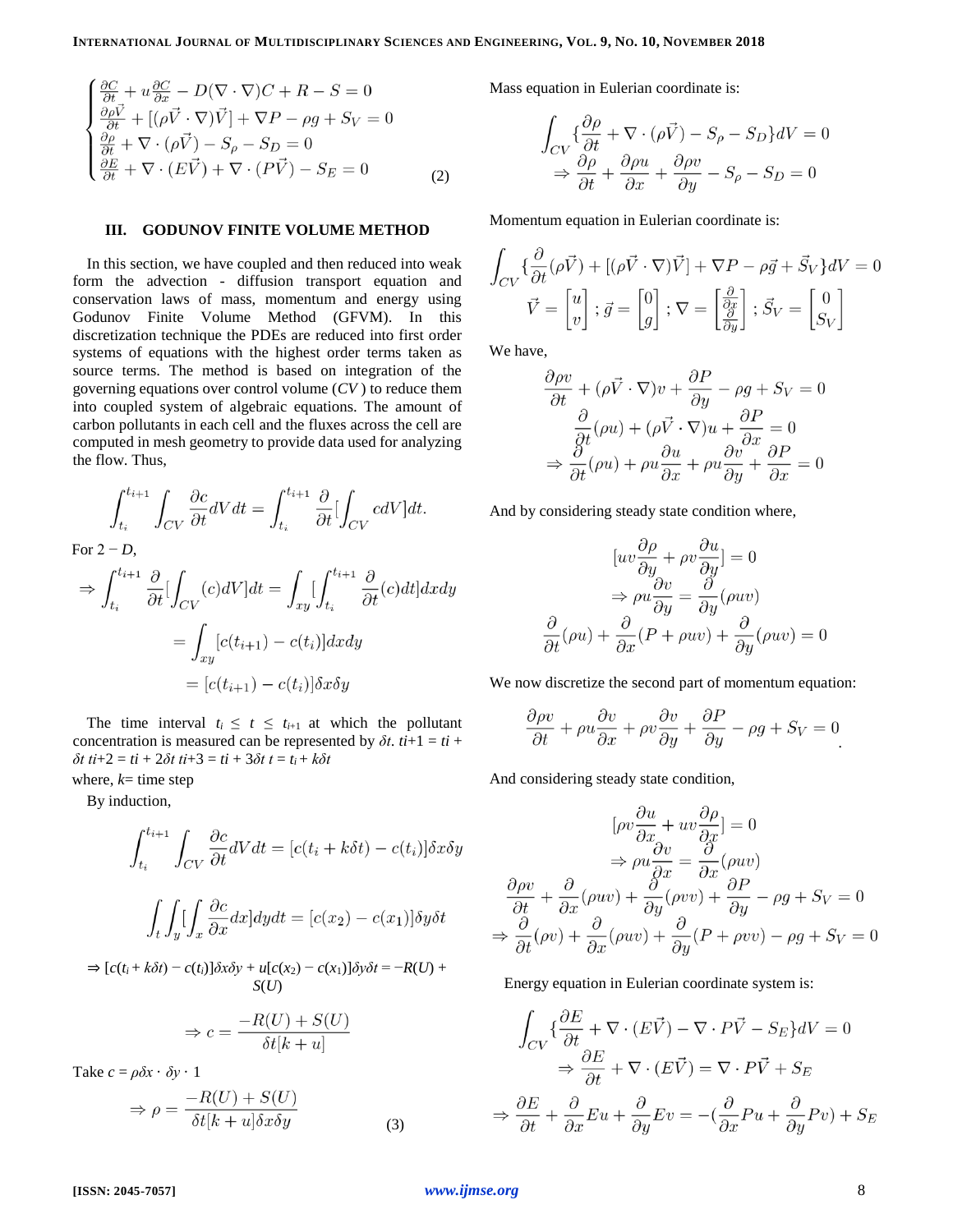$$
\begin{cases}
\frac{\partial C}{\partial t} + u\frac{\partial C}{\partial x} - D(\nabla \cdot \nabla)C + R - S = 0 \\
\frac{\partial \rho \vec{V}}{\partial t} + [(\rho \vec{V} \cdot \nabla)\vec{V}] + \nabla P - \rho g + S_V = 0 \\
\frac{\partial \rho}{\partial t} + \nabla \cdot (\rho \vec{V}) - S_\rho - S_D = 0 \\
\frac{\partial E}{\partial t} + \nabla \cdot (E\vec{V}) + \nabla \cdot (P\vec{V}) - S_E = 0
\end{cases} \tag{2}
$$

## III. GODUNOV FINITE VOLUME METHOD

In this section, we have coupled and then reduced into weak form the advection - diffusion transport equation and conservation laws of mass, momentum and energy using Godunov Finite Volume Method (GFVM). In this discretization technique the PDEs are reduced into first order systems of equations with the highest order terms taken as source terms. The method is based on integration of the governing equations over control volume ($CV$) to reduce them into coupled system of algebraic equations. The amount of carbon pollutants in each cell and the fluxes across the cell are computed in mesh geometry to provide data used for analyzing the flow. Thus,

$$
\int_{t_i}^{t_{i+1}} \int_{CV} \frac{\partial c}{\partial t} dV dt = \int_{t_i}^{t_{i+1}} \frac{\partial}{\partial t} [\int_{CV} c dV] dt.
$$

For $2-D$,

$$
\begin{aligned}
\Rightarrow \int_{t_i}^{t_{i+1}} \frac{\partial}{\partial t} [\int_{CV} (c) dV] dt &= \int_{xy} [\int_{t_i}^{t_{i+1}} \frac{\partial}{\partial t}(c) dt] dx dy \\
&= \int_{xy} [c(t_{i+1}) - c(t_i)] dx dy \\
&= [c(t_{i+1}) - c(t_i)] \delta x \delta y
\end{aligned}
$$

The time interval $t_i \leq t \leq t_{i+1}$ at which the pollutant concentration is measured can be represented by $\delta t$. $ti+1 = ti + \delta t$ $ti+2 = ti + 2\delta t$ $ti+3 = ti + 3\delta t$ $t = t_i + k\delta t$

where, $k$= time step

By induction,

$$
\int_{t_i}^{t_{i+1}} \int_{CV} \frac{\partial c}{\partial t} dV dt = [c(t_i + k\delta t) - c(t_i)] \delta x \delta y
$$

$$
\int_t \int_y [\int_x \frac{\partial c}{\partial x} dx] dy dt = [c(x_2) - c(x_1)] \delta y \delta t
$$

$$
\Rightarrow [c(t_i + k\delta t) - c(t_i)]\delta x \delta y + u[c(x_2) - c(x_1)]\delta y \delta t = -R(U) + S(U)
$$

$$
\Rightarrow c = \frac{-R(U) + S(U)}{\delta t[k + u]}
$$

Take $c = \rho \delta x \cdot \delta y \cdot 1$

$$
\Rightarrow \rho = \frac{-R(U) + S(U)}{\delta t[k + u]\delta x \delta y} \tag{3}
$$

Mass equation in Eulerian coordinate is:

$$
\begin{aligned}
\int_{CV} \{\frac{\partial \rho}{\partial t} + \nabla \cdot (\rho \vec{V}) - S_\rho - S_D\} dV = 0 \\
\Rightarrow \frac{\partial \rho}{\partial t} + \frac{\partial \rho u}{\partial x} + \frac{\partial \rho v}{\partial y} - S_\rho - S_D = 0
\end{aligned}
$$

Momentum equation in Eulerian coordinate is:

$$
\int_{CV} \{\frac{\partial}{\partial t}(\rho \vec{V}) + [(\rho \vec{V} \cdot \nabla)\vec{V}] + \nabla P - \rho \vec{g} + \vec{S}_V\} dV = 0
$$

$$
\vec{V} = \begin{bmatrix} u \\ v \end{bmatrix}; \vec{g} = \begin{bmatrix} 0 \\ g \end{bmatrix}; \nabla = \begin{bmatrix} \frac{\partial}{\partial x} \\ \frac{\partial}{\partial y} \end{bmatrix}; \vec{S}_V = \begin{bmatrix} 0 \\ S_V \end{bmatrix}
$$

We have,

$$
\begin{aligned}
\frac{\partial \rho v}{\partial t} + (\rho \vec{V} \cdot \nabla)v + \frac{\partial P}{\partial y} - \rho g + S_V = 0 \\
\frac{\partial}{\partial t}(\rho u) + (\rho \vec{V} \cdot \nabla)u + \frac{\partial P}{\partial x} = 0 \\
\Rightarrow \frac{\partial}{\partial t}(\rho u) + \rho u \frac{\partial u}{\partial x} + \rho u \frac{\partial v}{\partial y} + \frac{\partial P}{\partial x} = 0
\end{aligned}
$$

And by considering steady state condition where,

$$
\begin{aligned}
[uv\frac{\partial \rho}{\partial y} + \rho v \frac{\partial u}{\partial y}] = 0 \\
\Rightarrow \rho u \frac{\partial v}{\partial y} = \frac{\partial}{\partial y}(\rho u v) \\
\frac{\partial}{\partial t}(\rho u) + \frac{\partial}{\partial x}(P + \rho u v) + \frac{\partial}{\partial y}(\rho u v) = 0
\end{aligned}
$$

We now discretize the second part of momentum equation:

$$
\frac{\partial \rho v}{\partial t} + \rho u \frac{\partial v}{\partial x} + \rho v \frac{\partial v}{\partial y} + \frac{\partial P}{\partial y} - \rho g + S_V = 0.
$$

And considering steady state condition,

$$
\begin{aligned}
[\rho v \frac{\partial u}{\partial x} + uv\frac{\partial \rho}{\partial x}] = 0 \\
\Rightarrow \rho u \frac{\partial v}{\partial x} = \frac{\partial}{\partial x}(\rho u v) \\
\frac{\partial \rho v}{\partial t} + \frac{\partial}{\partial x}(\rho u v) + \frac{\partial}{\partial y}(\rho v v) + \frac{\partial P}{\partial y} - \rho g + S_V = 0 \\
\Rightarrow \frac{\partial}{\partial t}(\rho v) + \frac{\partial}{\partial x}(\rho u v) + \frac{\partial}{\partial y}(P + \rho v v) - \rho g + S_V = 0
\end{aligned}
$$

Energy equation in Eulerian coordinate system is:

$$
\begin{aligned}
\int_{CV} \{\frac{\partial E}{\partial t} + \nabla \cdot (E\vec{V}) - \nabla \cdot P\vec{V} - S_E\} dV = 0 \\
\Rightarrow \frac{\partial E}{\partial t} + \nabla \cdot (E\vec{V}) = \nabla \cdot P\vec{V} + S_E \\
\Rightarrow \frac{\partial E}{\partial t} + \frac{\partial}{\partial x}Eu + \frac{\partial}{\partial y}Ev = -(\frac{\partial}{\partial x}Pu + \frac{\partial}{\partial y}Pv) + S_E
\end{aligned}
$$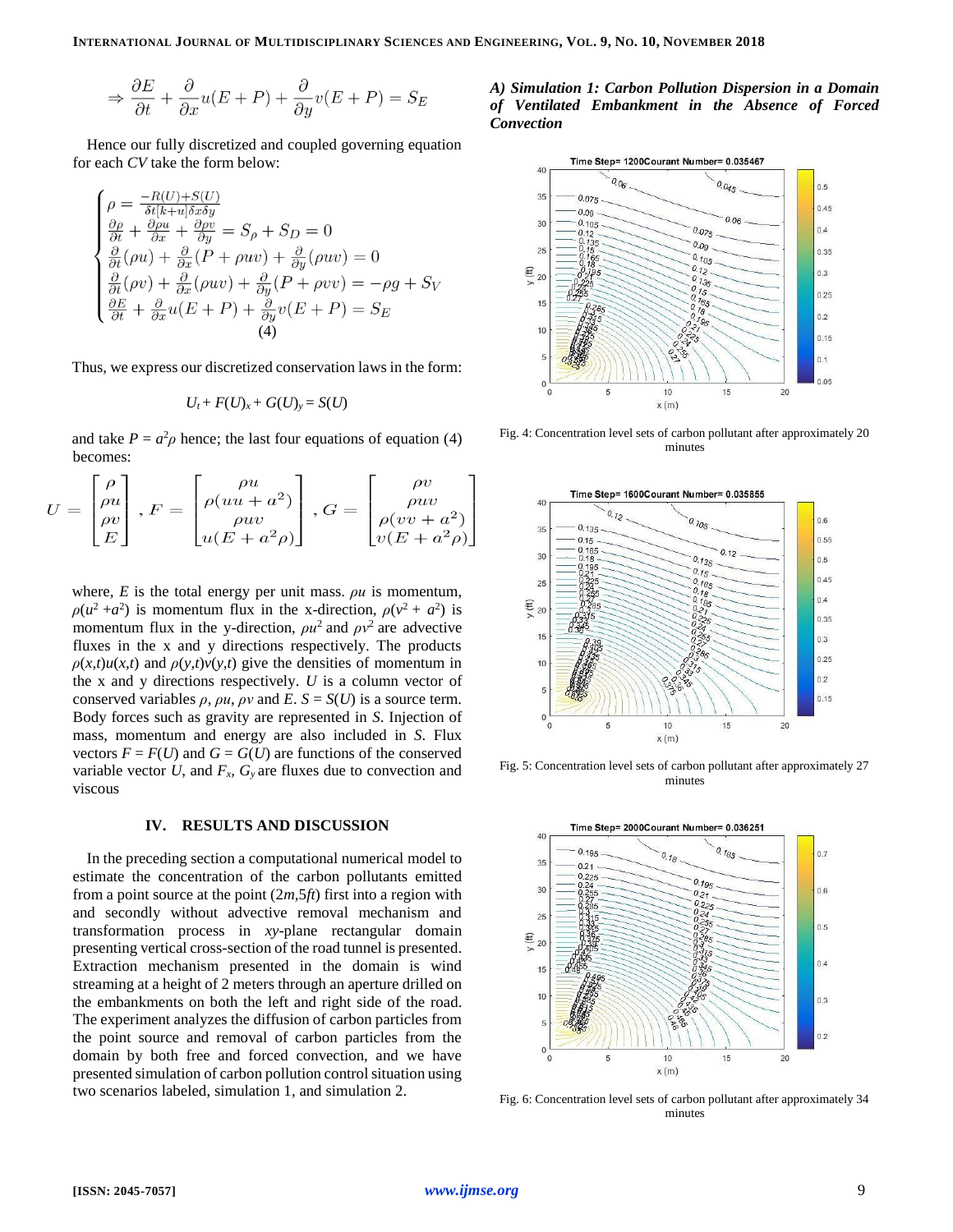$$\Rightarrow \frac{\partial E}{\partial t} + \frac{\partial}{\partial x}u(E+P) + \frac{\partial}{\partial y}v(E+P) = S_E$$

Hence our fully discretized and coupled governing equation for each *CV* take the form below:

$$\begin{cases} \rho = \frac{-R(U)+S(U)}{\delta t[k+u]\delta x \delta y} \\ \frac{\partial \rho}{\partial t} + \frac{\partial \rho u}{\partial x} + \frac{\partial \rho v}{\partial y} = S_\rho + S_D = 0 \\ \frac{\partial}{\partial t}(\rho u) + \frac{\partial}{\partial x}(P + \rho uv) + \frac{\partial}{\partial y}(\rho uv) = 0 \\ \frac{\partial}{\partial t}(\rho v) + \frac{\partial}{\partial x}(\rho uv) + \frac{\partial}{\partial y}(P + \rho vv) = -\rho g + S_V \\ \frac{\partial E}{\partial t} + \frac{\partial}{\partial x}u(E+P) + \frac{\partial}{\partial y}v(E+P) = S_E \end{cases} \quad (4)$$

Thus, we express our discretized conservation laws in the form:

$$U_t + F(U)_x + G(U)_y = S(U)$$

and take $P = a^2\rho$ hence; the last four equations of equation (4) becomes:

$$U = \begin{bmatrix} \rho \\ \rho u \\ \rho v \\ E \end{bmatrix}, F = \begin{bmatrix} \rho u \\ \rho(uu + a^2) \\ \rho uv \\ u(E + a^2\rho) \end{bmatrix}, G = \begin{bmatrix} \rho v \\ \rho uv \\ \rho(vv + a^2) \\ v(E + a^2\rho) \end{bmatrix}$$

where, $E$ is the total energy per unit mass. $\rho u$ is momentum, $\rho(u^2 + a^2)$ is momentum flux in the x-direction, $\rho(v^2 + a^2)$ is momentum flux in the y-direction, $\rho u^2$ and $\rho v^2$ are advective fluxes in the x and y directions respectively. The products $\rho(x,t)u(x,t)$ and $\rho(y,t)v(y,t)$ give the densities of momentum in the x and y directions respectively. $U$ is a column vector of conserved variables $\rho$, $\rho u$, $\rho v$ and $E$. $S = S(U)$ is a source term. Body forces such as gravity are represented in $S$. Injection of mass, momentum and energy are also included in $S$. Flux vectors $F = F(U)$ and $G = G(U)$ are functions of the conserved variable vector $U$, and $F_x$, $G_y$ are fluxes due to convection and viscous

## IV. RESULTS AND DISCUSSION

In the preceding section a computational numerical model to estimate the concentration of the carbon pollutants emitted from a point source at the point $(2m, 5ft)$ first into a region with and secondly without advective removal mechanism and transformation process in *xy*-plane rectangular domain presenting vertical cross-section of the road tunnel is presented. Extraction mechanism presented in the domain is wind streaming at a height of 2 meters through an aperture drilled on the embankments on both the left and right side of the road. The experiment analyzes the diffusion of carbon particles from the point source and removal of carbon particles from the domain by both free and forced convection, and we have presented simulation of carbon pollution control situation using two scenarios labeled, simulation 1, and simulation 2.

### *A) Simulation 1: Carbon Pollution Dispersion in a Domain of Ventilated Embankment in the Absence of Forced Convection*

Fig. 4: Concentration level sets of carbon pollutant after approximately 20 minutes

Fig. 5: Concentration level sets of carbon pollutant after approximately 27 minutes

Fig. 6: Concentration level sets of carbon pollutant after approximately 34 minutes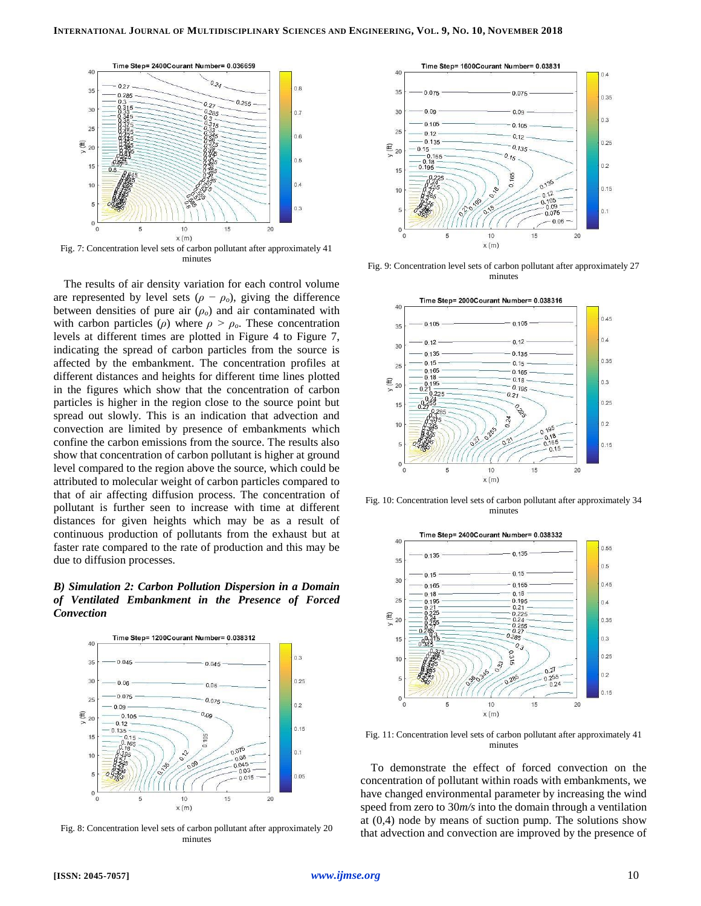Fig. 7: Concentration level sets of carbon pollutant after approximately 41 minutes

The results of air density variation for each control volume are represented by level sets ($\rho - \rho_o$), giving the difference between densities of pure air ($\rho_o$) and air contaminated with with carbon particles ($\rho$) where $\rho > \rho_o$. These concentration levels at different times are plotted in Figure 4 to Figure 7, indicating the spread of carbon particles from the source is affected by the embankment. The concentration profiles at different distances and heights for different time lines plotted in the figures which show that the concentration of carbon particles is higher in the region close to the source point but spread out slowly. This is an indication that advection and convection are limited by presence of embankments which confine the carbon emissions from the source. The results also show that concentration of carbon pollutant is higher at ground level compared to the region above the source, which could be attributed to molecular weight of carbon particles compared to that of air affecting diffusion process. The concentration of pollutant is further seen to increase with time at different distances for given heights which may be as a result of continuous production of pollutants from the exhaust but at faster rate compared to the rate of production and this may be due to diffusion processes.

### *B) Simulation 2: Carbon Pollution Dispersion in a Domain of Ventilated Embankment in the Presence of Forced Convection*

Fig. 8: Concentration level sets of carbon pollutant after approximately 20 minutes

Fig. 9: Concentration level sets of carbon pollutant after approximately 27 minutes

Fig. 10: Concentration level sets of carbon pollutant after approximately 34 minutes

Fig. 11: Concentration level sets of carbon pollutant after approximately 41 minutes

To demonstrate the effect of forced convection on the concentration of pollutant within roads with embankments, we have changed environmental parameter by increasing the wind speed from zero to 30*m/s* into the domain through a ventilation at (0,4) node by means of suction pump. The solutions show that advection and convection are improved by the presence of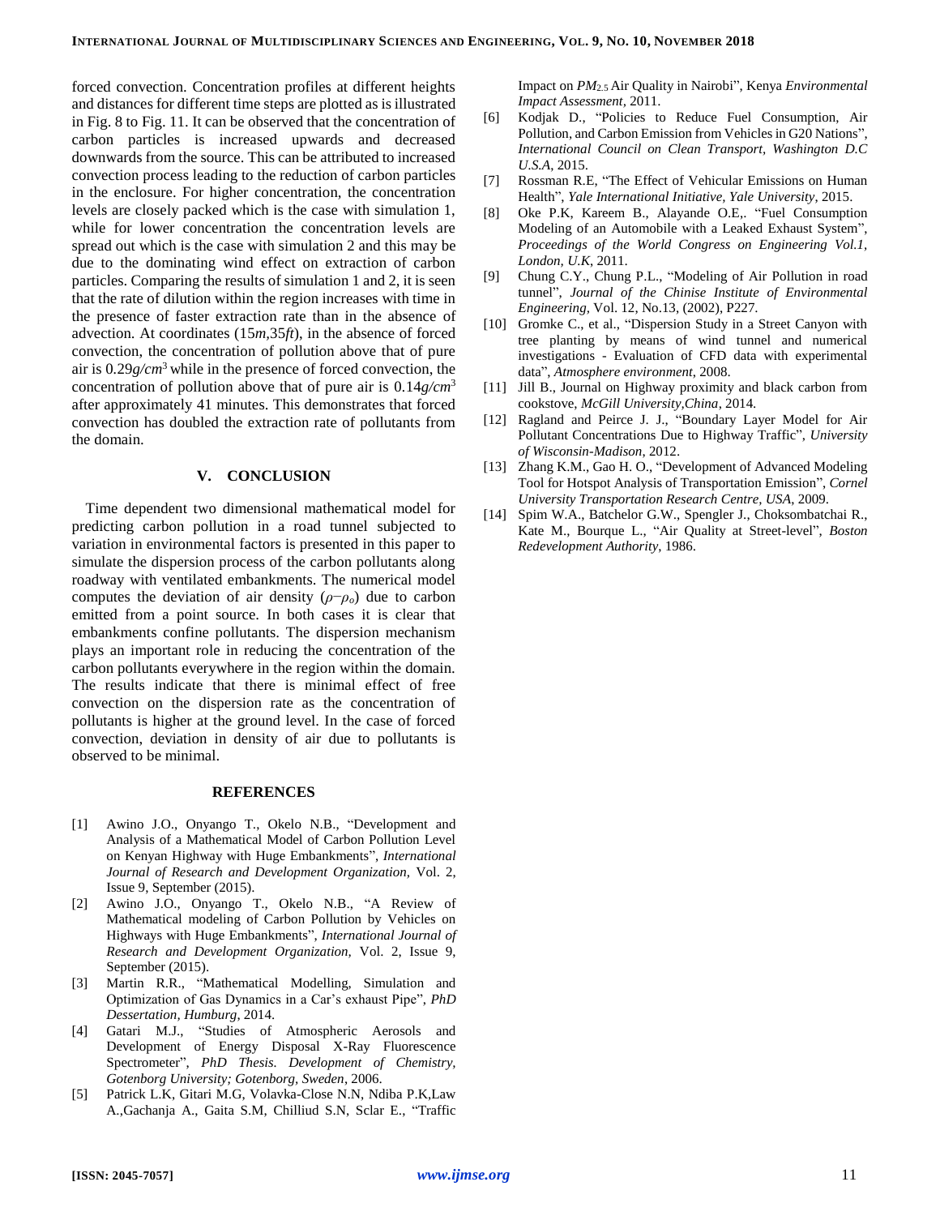forced convection. Concentration profiles at different heights and distances for different time steps are plotted as is illustrated in Fig. 8 to Fig. 11. It can be observed that the concentration of carbon particles is increased upwards and decreased downwards from the source. This can be attributed to increased convection process leading to the reduction of carbon particles in the enclosure. For higher concentration, the concentration levels are closely packed which is the case with simulation 1, while for lower concentration the concentration levels are spread out which is the case with simulation 2 and this may be due to the dominating wind effect on extraction of carbon particles. Comparing the results of simulation 1 and 2, it is seen that the rate of dilution within the region increases with time in the presence of faster extraction rate than in the absence of advection. At coordinates (15*m*,35*ft*), in the absence of forced convection, the concentration of pollution above that of pure air is $0.29 g/cm^3$ while in the presence of forced convection, the concentration of pollution above that of pure air is $0.14 g/cm^3$ after approximately 41 minutes. This demonstrates that forced convection has doubled the extraction rate of pollutants from the domain.

## V. CONCLUSION

Time dependent two dimensional mathematical model for predicting carbon pollution in a road tunnel subjected to variation in environmental factors is presented in this paper to simulate the dispersion process of the carbon pollutants along roadway with ventilated embankments. The numerical model computes the deviation of air density ($\rho - \rho_o$) due to carbon emitted from a point source. In both cases it is clear that embankments confine pollutants. The dispersion mechanism plays an important role in reducing the concentration of the carbon pollutants everywhere in the region within the domain. The results indicate that there is minimal effect of free convection on the dispersion rate as the concentration of pollutants is higher at the ground level. In the case of forced convection, deviation in density of air due to pollutants is observed to be minimal.

## REFERENCES

[1] Awino J.O., Onyango T., Okelo N.B., "Development and Analysis of a Mathematical Model of Carbon Pollution Level on Kenyan Highway with Huge Embankments", *International Journal of Research and Development Organization,* Vol. 2, Issue 9, September (2015).

[2] Awino J.O., Onyango T., Okelo N.B., "A Review of Mathematical modeling of Carbon Pollution by Vehicles on Highways with Huge Embankments", *International Journal of Research and Development Organization,* Vol. 2, Issue 9, September (2015).

[3] Martin R.R., "Mathematical Modelling, Simulation and Optimization of Gas Dynamics in a Car's exhaust Pipe", *PhD Dessertation, Humburg,* 2014.

[4] Gatari M.J., "Studies of Atmospheric Aerosols and Development of Energy Disposal X-Ray Fluorescence Spectrometer", *PhD Thesis. Development of Chemistry, Gotenborg University; Gotenborg, Sweden*, 2006.

[5] Patrick L.K, Gitari M.G, Volavka-Close N.N, Ndiba P.K,Law A.,Gachanja A., Gaita S.M, Chilliud S.N, Sclar E., "Traffic Impact on $PM_{2.5}$ Air Quality in Nairobi", Kenya *Environmental Impact Assessment*, 2011.

[6] Kodjak D., "Policies to Reduce Fuel Consumption, Air Pollution, and Carbon Emission from Vehicles in G20 Nations", *International Council on Clean Transport, Washington D.C U.S.A*, 2015.

[7] Rossman R.E, "The Effect of Vehicular Emissions on Human Health", *Yale International Initiative, Yale University*, 2015.

[8] Oke P.K, Kareem B., Alayande O.E,. "Fuel Consumption Modeling of an Automobile with a Leaked Exhaust System", *Proceedings of the World Congress on Engineering Vol.1, London, U.K*, 2011.

[9] Chung C.Y., Chung P.L., "Modeling of Air Pollution in road tunnel", *Journal of the Chinise Institute of Environmental Engineering,* Vol. 12, No.13, (2002), P227.

[10] Gromke C., et al., "Dispersion Study in a Street Canyon with tree planting by means of wind tunnel and numerical investigations - Evaluation of CFD data with experimental data", *Atmosphere environment*, 2008.

[11] Jill B., Journal on Highway proximity and black carbon from cookstove, *McGill University,China*, 2014.

[12] Ragland and Peirce J. J., "Boundary Layer Model for Air Pollutant Concentrations Due to Highway Traffic", *University of Wisconsin-Madison*, 2012.

[13] Zhang K.M., Gao H. O., "Development of Advanced Modeling Tool for Hotspot Analysis of Transportation Emission", *Cornel University Transportation Research Centre, USA*, 2009.

[14] Spim W.A., Batchelor G.W., Spengler J., Choksombatchai R., Kate M., Bourque L., "Air Quality at Street-level", *Boston Redevelopment Authority*, 1986.